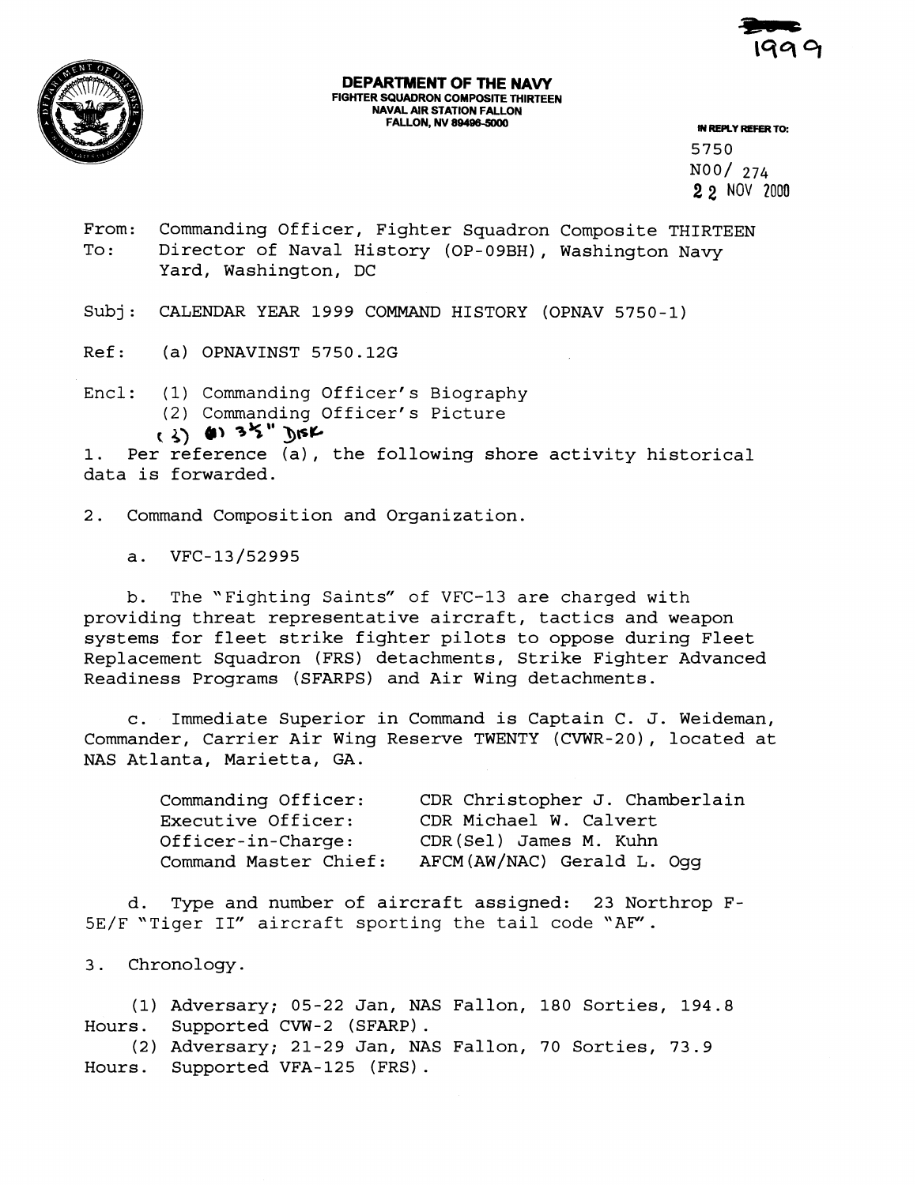1999

**DEPARTMENT OF THE NAVY**
**FIGHTER SQUADRON COMPOSITE THIRTEEN**
**NAVAL AIR STATION FALLON**
**FALLON, NV 89496-5000**

IN REPLY REFER TO:
5750
N00/ 274
22 NOV 2000

From: Commanding Officer, Fighter Squadron Composite THIRTEEN
To: Director of Naval History (OP-09BH), Washington Navy Yard, Washington, DC

Subj: CALENDAR YEAR 1999 COMMAND HISTORY (OPNAV 5750-1)

Ref: (a) OPNAVINST 5750.12G

Encl: (1) Commanding Officer's Biography
(2) Commanding Officer's Picture
(3) (1) 3½" Disk

1. Per reference (a), the following shore activity historical data is forwarded.

2. Command Composition and Organization.

a. VFC-13/52995

b. The "Fighting Saints" of VFC-13 are charged with providing threat representative aircraft, tactics and weapon systems for fleet strike fighter pilots to oppose during Fleet Replacement Squadron (FRS) detachments, Strike Fighter Advanced Readiness Programs (SFARPS) and Air Wing detachments.

c. Immediate Superior in Command is Captain C. J. Weideman, Commander, Carrier Air Wing Reserve TWENTY (CVWR-20), located at NAS Atlanta, Marietta, GA.

| | |
|---|---|
| Commanding Officer: | CDR Christopher J. Chamberlain |
| Executive Officer: | CDR Michael W. Calvert |
| Officer-in-Charge: | CDR(Sel) James M. Kuhn |
| Command Master Chief: | AFCM(AW/NAC) Gerald L. Ogg |

d. Type and number of aircraft assigned: 23 Northrop F-5E/F "Tiger II" aircraft sporting the tail code "AF".

3. Chronology.

(1) Adversary; 05-22 Jan, NAS Fallon, 180 Sorties, 194.8 Hours. Supported CVW-2 (SFARP).
(2) Adversary; 21-29 Jan, NAS Fallon, 70 Sorties, 73.9 Hours. Supported VFA-125 (FRS).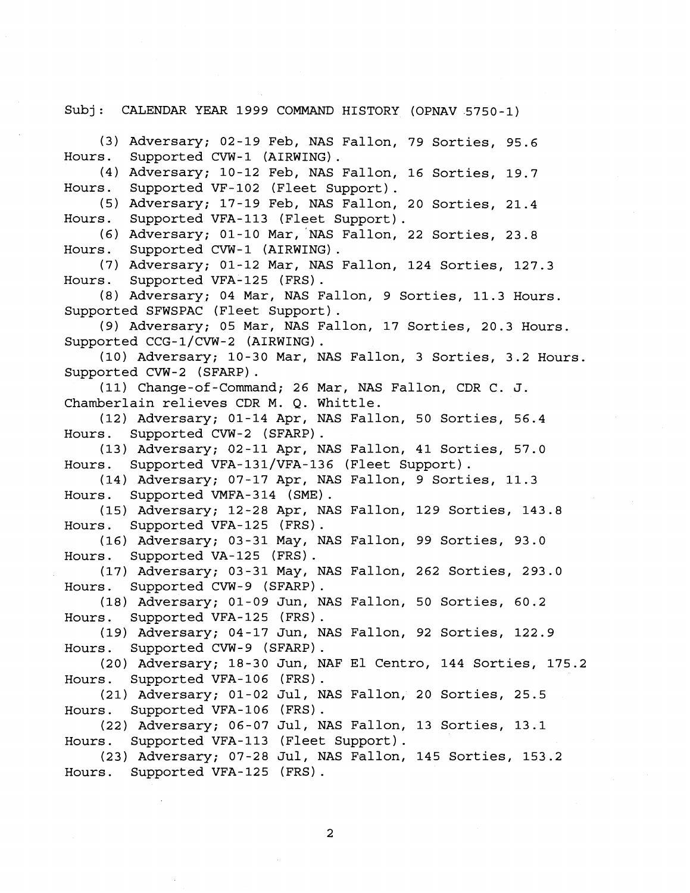Subj: CALENDAR YEAR 1999 COMMAND HISTORY (OPNAV 5750-1)

(3) Adversary; 02-19 Feb, NAS Fallon, 79 Sorties, 95.6 Hours. Supported CVW-1 (AIRWING).

(4) Adversary; 10-12 Feb, NAS Fallon, 16 Sorties, 19.7 Hours. Supported VF-102 (Fleet Support).

(5) Adversary; 17-19 Feb, NAS Fallon, 20 Sorties, 21.4 Hours. Supported VFA-113 (Fleet Support).

(6) Adversary; 01-10 Mar, NAS Fallon, 22 Sorties, 23.8 Hours. Supported CVW-1 (AIRWING).

(7) Adversary; 01-12 Mar, NAS Fallon, 124 Sorties, 127.3 Hours. Supported VFA-125 (FRS).

(8) Adversary; 04 Mar, NAS Fallon, 9 Sorties, 11.3 Hours. Supported SFWSPAC (Fleet Support).

(9) Adversary; 05 Mar, NAS Fallon, 17 Sorties, 20.3 Hours. Supported CCG-1/CVW-2 (AIRWING).

(10) Adversary; 10-30 Mar, NAS Fallon, 3 Sorties, 3.2 Hours. Supported CVW-2 (SFARP).

(11) Change-of-Command; 26 Mar, NAS Fallon, CDR C. J. Chamberlain relieves CDR M. Q. Whittle.

(12) Adversary; 01-14 Apr, NAS Fallon, 50 Sorties, 56.4 Hours. Supported CVW-2 (SFARP).

(13) Adversary; 02-11 Apr, NAS Fallon, 41 Sorties, 57.0 Hours. Supported VFA-131/VFA-136 (Fleet Support).

(14) Adversary; 07-17 Apr, NAS Fallon, 9 Sorties, 11.3 Hours. Supported VMFA-314 (SME).

(15) Adversary; 12-28 Apr, NAS Fallon, 129 Sorties, 143.8 Hours. Supported VFA-125 (FRS).

(16) Adversary; 03-31 May, NAS Fallon, 99 Sorties, 93.0 Hours. Supported VA-125 (FRS).

(17) Adversary; 03-31 May, NAS Fallon, 262 Sorties, 293.0 Hours. Supported CVW-9 (SFARP).

(18) Adversary; 01-09 Jun, NAS Fallon, 50 Sorties, 60.2 Hours. Supported VFA-125 (FRS).

(19) Adversary; 04-17 Jun, NAS Fallon, 92 Sorties, 122.9 Hours. Supported CVW-9 (SFARP).

(20) Adversary; 18-30 Jun, NAF El Centro, 144 Sorties, 175.2 Hours. Supported VFA-106 (FRS).

(21) Adversary; 01-02 Jul, NAS Fallon, 20 Sorties, 25.5 Hours. Supported VFA-106 (FRS).

(22) Adversary; 06-07 Jul, NAS Fallon, 13 Sorties, 13.1 Hours. Supported VFA-113 (Fleet Support).

(23) Adversary; 07-28 Jul, NAS Fallon, 145 Sorties, 153.2 Hours. Supported VFA-125 (FRS).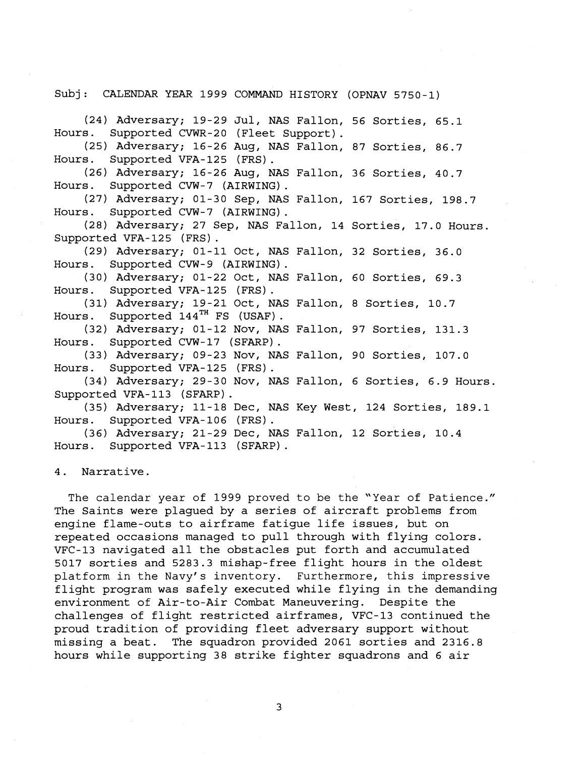Subj: CALENDAR YEAR 1999 COMMAND HISTORY (OPNAV 5750-1)

(24) Adversary; 19-29 Jul, NAS Fallon, 56 Sorties, 65.1 Hours. Supported CVWR-20 (Fleet Support).

(25) Adversary; 16-26 Aug, NAS Fallon, 87 Sorties, 86.7 Hours. Supported VFA-125 (FRS).

(26) Adversary; 16-26 Aug, NAS Fallon, 36 Sorties, 40.7 Hours. Supported CVW-7 (AIRWING).

(27) Adversary; 01-30 Sep, NAS Fallon, 167 Sorties, 198.7 Hours. Supported CVW-7 (AIRWING).

(28) Adversary; 27 Sep, NAS Fallon, 14 Sorties, 17.0 Hours. Supported VFA-125 (FRS).

(29) Adversary; 01-11 Oct, NAS Fallon, 32 Sorties, 36.0 Hours. Supported CVW-9 (AIRWING).

(30) Adversary; 01-22 Oct, NAS Fallon, 60 Sorties, 69.3 Hours. Supported VFA-125 (FRS).

(31) Adversary; 19-21 Oct, NAS Fallon, 8 Sorties, 10.7 Hours. Supported 144TH FS (USAF).

(32) Adversary; 01-12 Nov, NAS Fallon, 97 Sorties, 131.3 Hours. Supported CVW-17 (SFARP).

(33) Adversary; 09-23 Nov, NAS Fallon, 90 Sorties, 107.0 Hours. Supported VFA-125 (FRS).

(34) Adversary; 29-30 Nov, NAS Fallon, 6 Sorties, 6.9 Hours. Supported VFA-113 (SFARP).

(35) Adversary; 11-18 Dec, NAS Key West, 124 Sorties, 189.1 Hours. Supported VFA-106 (FRS).

(36) Adversary; 21-29 Dec, NAS Fallon, 12 Sorties, 10.4 Hours. Supported VFA-113 (SFARP).

4. Narrative.

The calendar year of 1999 proved to be the "Year of Patience." The Saints were plagued by a series of aircraft problems from engine flame-outs to airframe fatigue life issues, but on repeated occasions managed to pull through with flying colors. VFC-13 navigated all the obstacles put forth and accumulated 5017 sorties and 5283.3 mishap-free flight hours in the oldest platform in the Navy's inventory. Furthermore, this impressive flight program was safely executed while flying in the demanding environment of Air-to-Air Combat Maneuvering. Despite the challenges of flight restricted airframes, VFC-13 continued the proud tradition of providing fleet adversary support without missing a beat. The squadron provided 2061 sorties and 2316.8 hours while supporting 38 strike fighter squadrons and 6 air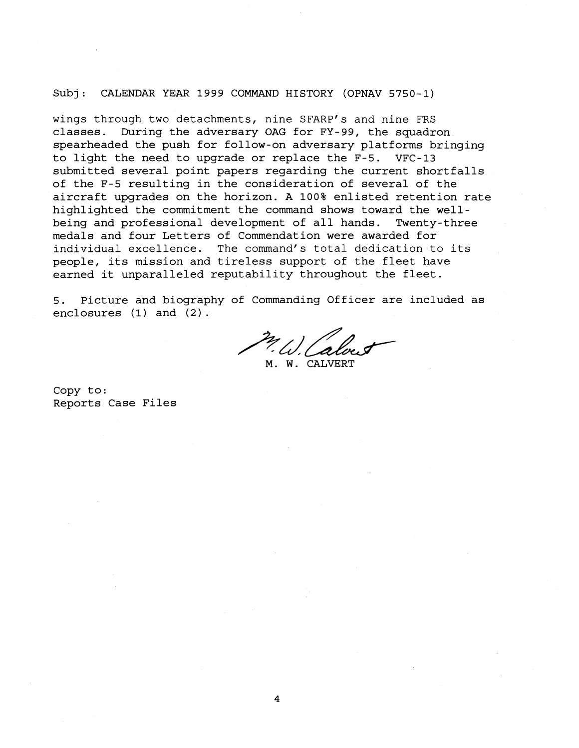Subj: CALENDAR YEAR 1999 COMMAND HISTORY (OPNAV 5750-1)

wings through two detachments, nine SFARP's and nine FRS classes. During the adversary OAG for FY-99, the squadron spearheaded the push for follow-on adversary platforms bringing to light the need to upgrade or replace the F-5. VFC-13 submitted several point papers regarding the current shortfalls of the F-5 resulting in the consideration of several of the aircraft upgrades on the horizon. A 100% enlisted retention rate highlighted the commitment the command shows toward the well-being and professional development of all hands. Twenty-three medals and four Letters of Commendation were awarded for individual excellence. The command's total dedication to its people, its mission and tireless support of the fleet have earned it unparalleled reputability throughout the fleet.

5. Picture and biography of Commanding Officer are included as enclosures (1) and (2).

M. W. Calvert

M. W. CALVERT

Copy to:
Reports Case Files